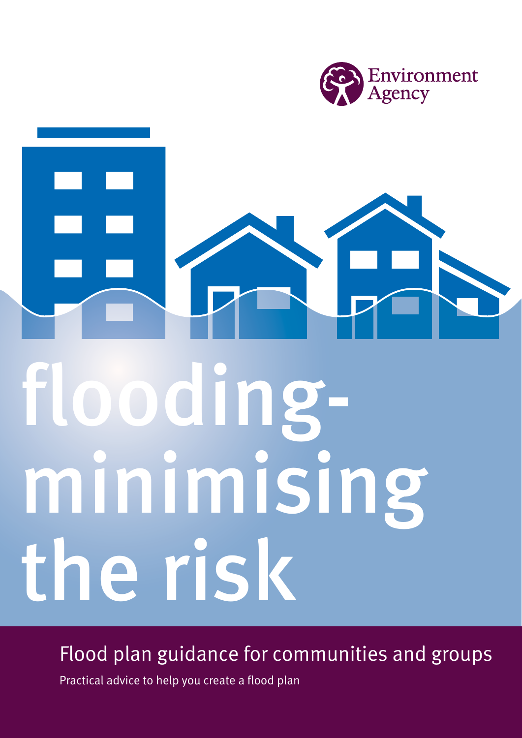Environment Agency

# flooding-minimising the risk

## Flood plan guidance for communities and groups

Practical advice to help you create a flood plan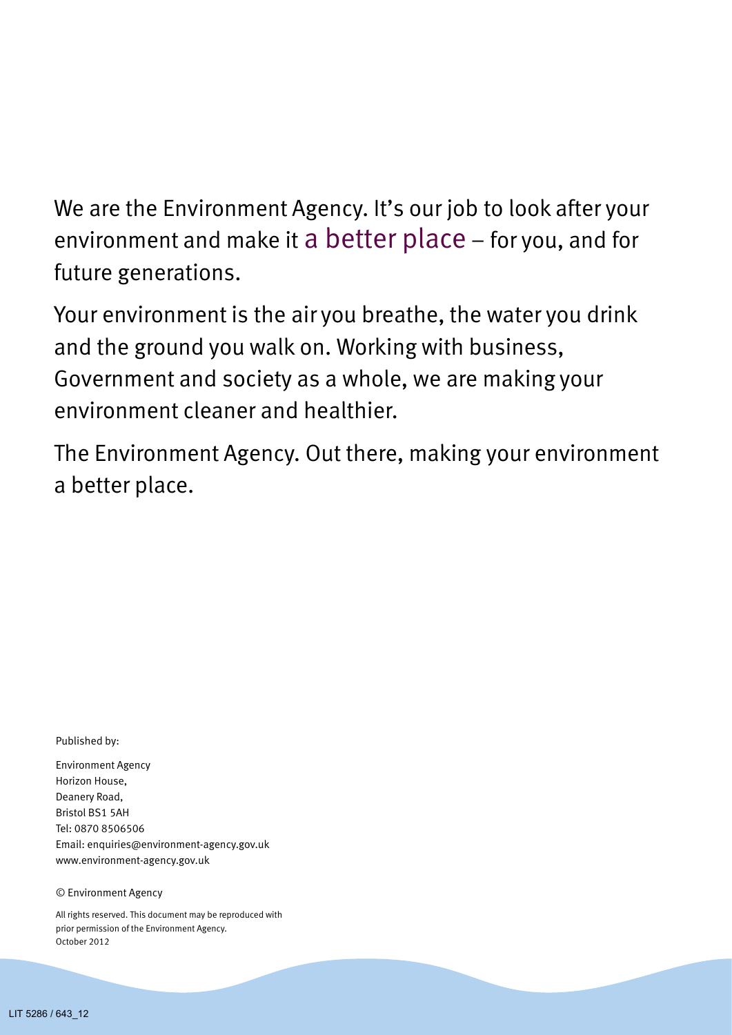We are the Environment Agency. It's our job to look after your environment and make it a better place – for you, and for future generations.

Your environment is the air you breathe, the water you drink and the ground you walk on. Working with business, Government and society as a whole, we are making your environment cleaner and healthier.

The Environment Agency. Out there, making your environment a better place.

Published by:

Environment Agency  
Horizon House,  
Deanery Road,  
Bristol BS1 5AH  
Tel: 0870 8506506  
Email: enquiries@environment-agency.gov.uk  
www.environment-agency.gov.uk

© Environment Agency

All rights reserved. This document may be reproduced with prior permission of the Environment Agency.  
October 2012

LIT 5286 / 643_12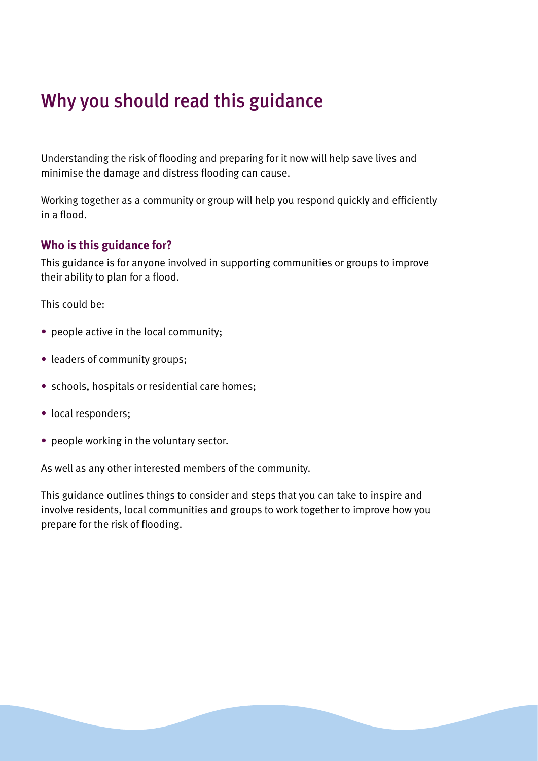# Why you should read this guidance

Understanding the risk of flooding and preparing for it now will help save lives and minimise the damage and distress flooding can cause.

Working together as a community or group will help you respond quickly and efficiently in a flood.

### Who is this guidance for?

This guidance is for anyone involved in supporting communities or groups to improve their ability to plan for a flood.

This could be:

- people active in the local community;
- leaders of community groups;
- schools, hospitals or residential care homes;
- local responders;
- people working in the voluntary sector.

As well as any other interested members of the community.

This guidance outlines things to consider and steps that you can take to inspire and involve residents, local communities and groups to work together to improve how you prepare for the risk of flooding.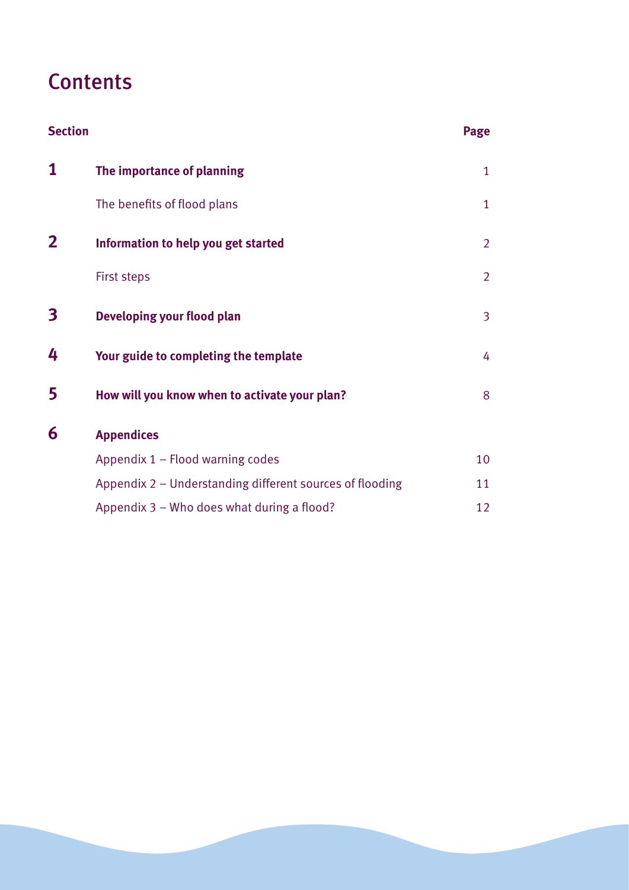# Contents

| Section | | Page |
|---|---|---|
| **1** | **The importance of planning** | 1 |
| | The benefits of flood plans | 1 |
| **2** | **Information to help you get started** | 2 |
| | First steps | 2 |
| **3** | **Developing your flood plan** | 3 |
| **4** | **Your guide to completing the template** | 4 |
| **5** | **How will you know when to activate your plan?** | 8 |
| **6** | **Appendices** | |
| | Appendix 1 – Flood warning codes | 10 |
| | Appendix 2 – Understanding different sources of flooding | 11 |
| | Appendix 3 – Who does what during a flood? | 12 |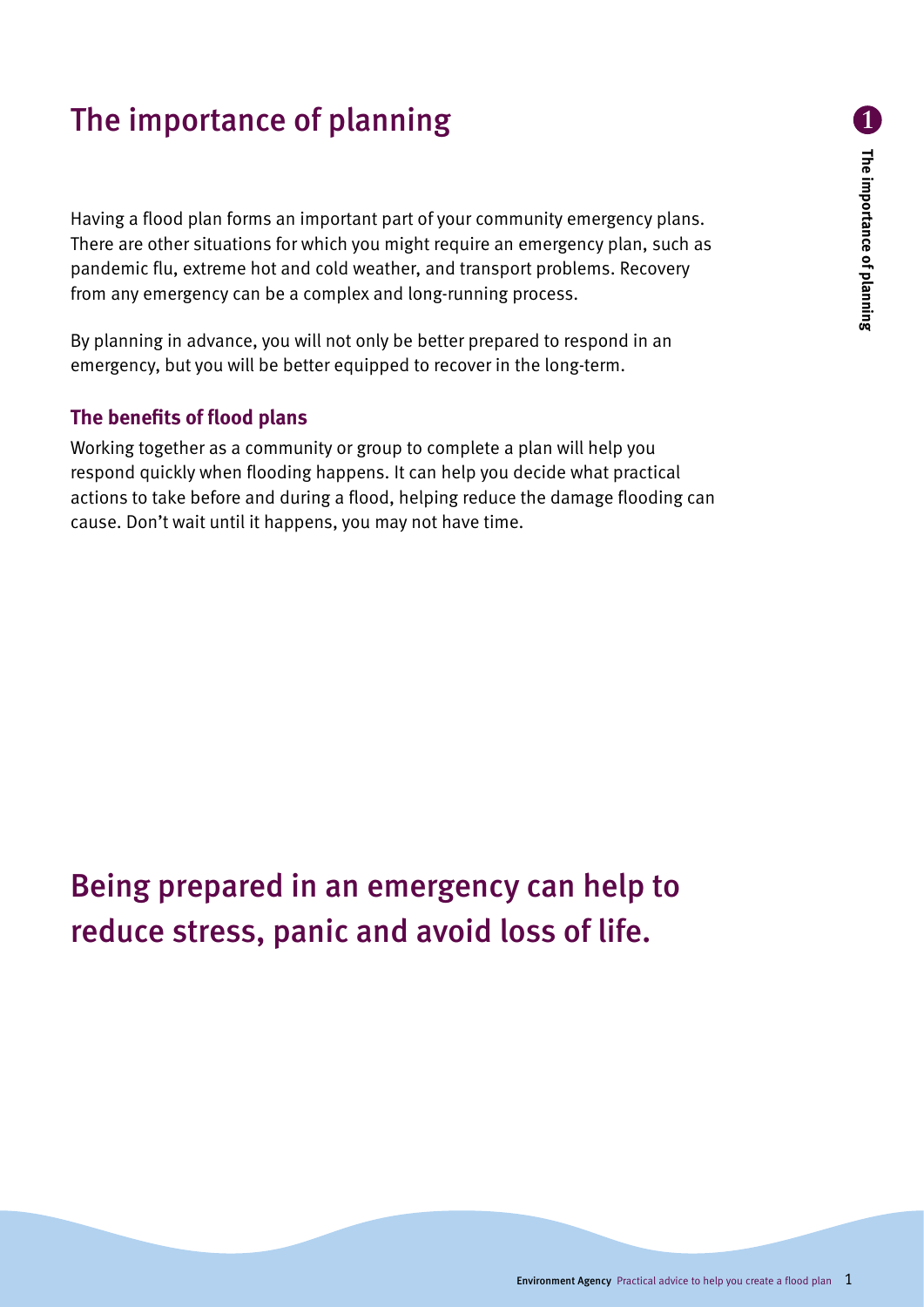# The importance of planning

Having a flood plan forms an important part of your community emergency plans. There are other situations for which you might require an emergency plan, such as pandemic flu, extreme hot and cold weather, and transport problems. Recovery from any emergency can be a complex and long-running process.

By planning in advance, you will not only be better prepared to respond in an emergency, but you will be better equipped to recover in the long-term.

### The benefits of flood plans

Working together as a community or group to complete a plan will help you respond quickly when flooding happens. It can help you decide what practical actions to take before and during a flood, helping reduce the damage flooding can cause. Don't wait until it happens, you may not have time.

## Being prepared in an emergency can help to reduce stress, panic and avoid loss of life.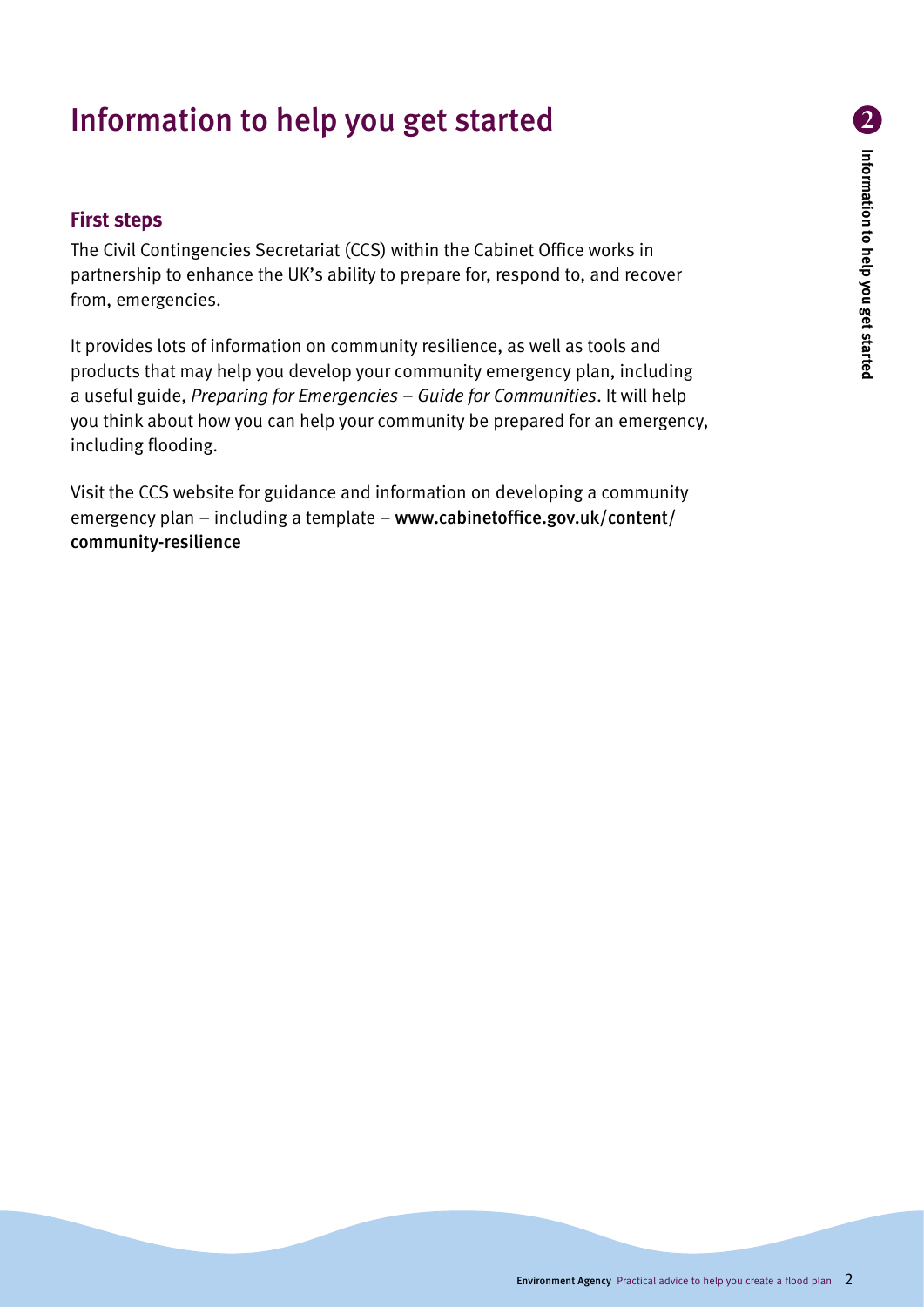# Information to help you get started

## First steps

The Civil Contingencies Secretariat (CCS) within the Cabinet Office works in partnership to enhance the UK's ability to prepare for, respond to, and recover from, emergencies.

It provides lots of information on community resilience, as well as tools and products that may help you develop your community emergency plan, including a useful guide, *Preparing for Emergencies – Guide for Communities*. It will help you think about how you can help your community be prepared for an emergency, including flooding.

Visit the CCS website for guidance and information on developing a community emergency plan – including a template – **www.cabinetoffice.gov.uk/content/community-resilience**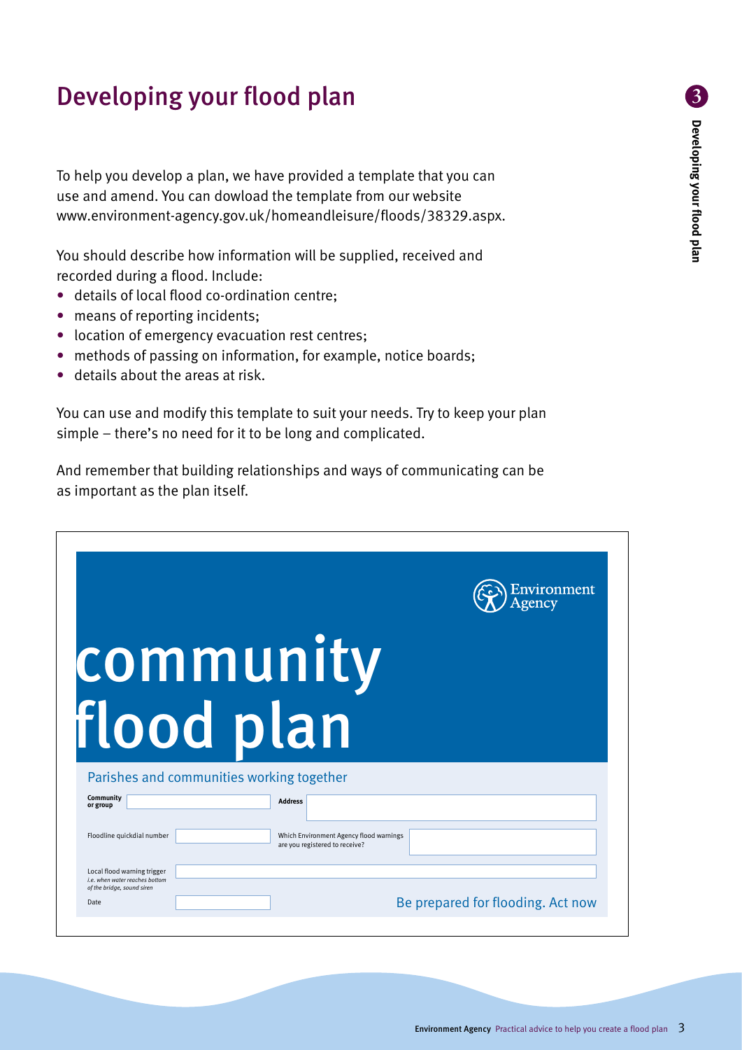# Developing your flood plan

To help you develop a plan, we have provided a template that you can use and amend. You can dowload the template from our website www.environment-agency.gov.uk/homeandleisure/floods/38329.aspx.

You should describe how information will be supplied, received and recorded during a flood. Include:

- details of local flood co-ordination centre;
- means of reporting incidents;
- location of emergency evacuation rest centres;
- methods of passing on information, for example, notice boards;
- details about the areas at risk.

You can use and modify this template to suit your needs. Try to keep your plan simple – there's no need for it to be long and complicated.

And remember that building relationships and ways of communicating can be as important as the plan itself.

Environment Agency

# community flood plan

Parishes and communities working together

| | | | |
|---|---|---|---|
| **Community or group** | | **Address** | |
| Floodline quickdial number | | Which Environment Agency flood warnings are you registered to receive? | |
| Local flood warning trigger *i.e. when water reaches bottom of the bridge, sound siren* | | | |
| Date | | | |

Be prepared for flooding. Act now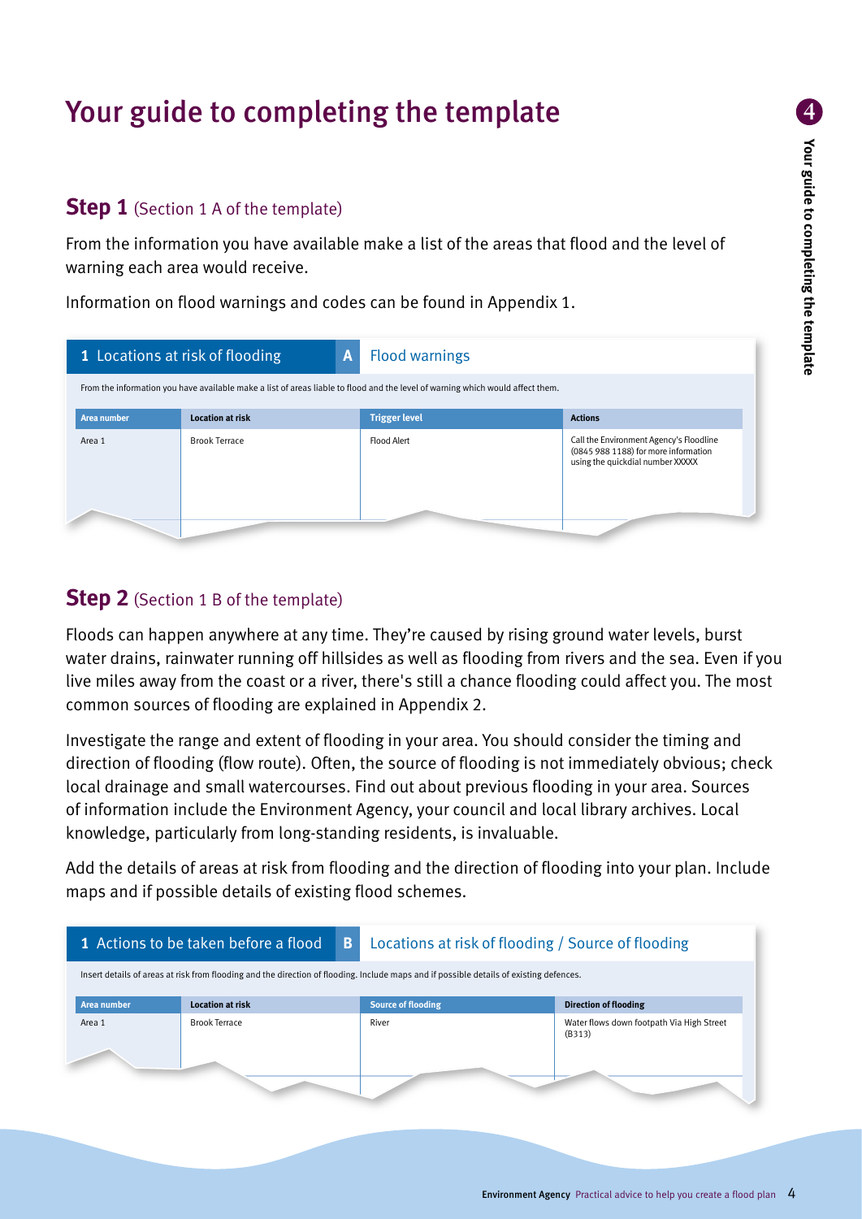# Your guide to completing the template

## Step 1 (Section 1 A of the template)

From the information you have available make a list of the areas that flood and the level of warning each area would receive.

Information on flood warnings and codes can be found in Appendix 1.

**1** Locations at risk of flooding **A** Flood warnings

From the information you have available make a list of areas liable to flood and the level of warning which would affect them.

| Area number | Location at risk | Trigger level | Actions |
|---|---|---|---|
| Area 1 | Brook Terrace | Flood Alert | Call the Environment Agency's Floodline (0845 988 1188) for more information using the quickdial number XXXXX |

## Step 2 (Section 1 B of the template)

Floods can happen anywhere at any time. They're caused by rising ground water levels, burst water drains, rainwater running off hillsides as well as flooding from rivers and the sea. Even if you live miles away from the coast or a river, there's still a chance flooding could affect you. The most common sources of flooding are explained in Appendix 2.

Investigate the range and extent of flooding in your area. You should consider the timing and direction of flooding (flow route). Often, the source of flooding is not immediately obvious; check local drainage and small watercourses. Find out about previous flooding in your area. Sources of information include the Environment Agency, your council and local library archives. Local knowledge, particularly from long-standing residents, is invaluable.

Add the details of areas at risk from flooding and the direction of flooding into your plan. Include maps and if possible details of existing flood schemes.

**1** Actions to be taken before a flood **B** Locations at risk of flooding / Source of flooding

Insert details of areas at risk from flooding and the direction of flooding. Include maps and if possible details of existing defences.

| Area number | Location at risk | Source of flooding | Direction of flooding |
|---|---|---|---|
| Area 1 | Brook Terrace | River | Water flows down footpath Via High Street (B313) |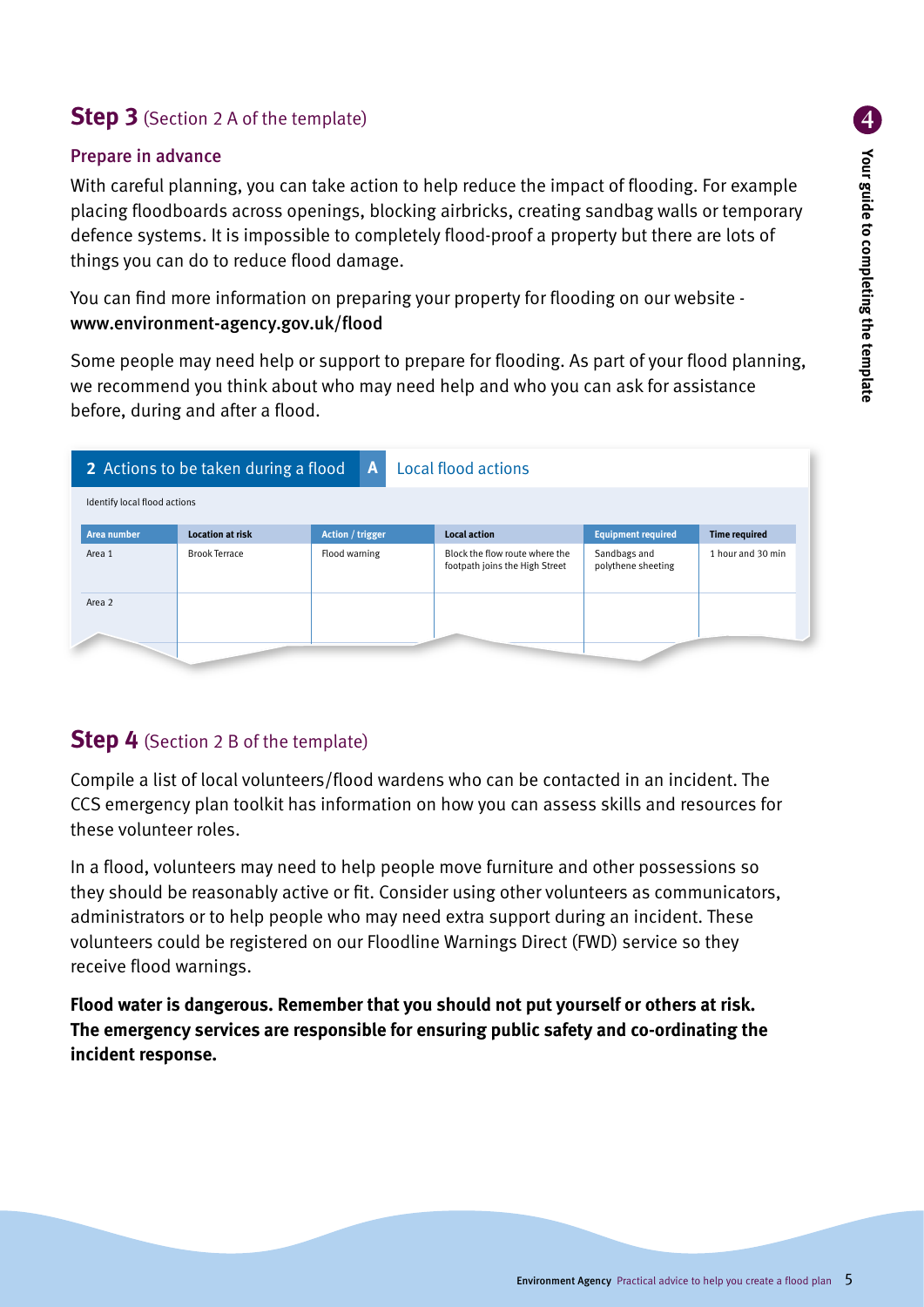## **Step 3** (Section 2 A of the template)

### Prepare in advance

With careful planning, you can take action to help reduce the impact of flooding. For example placing floodboards across openings, blocking airbricks, creating sandbag walls or temporary defence systems. It is impossible to completely flood-proof a property but there are lots of things you can do to reduce flood damage.

You can find more information on preparing your property for flooding on our website - **www.environment-agency.gov.uk/flood**

Some people may need help or support to prepare for flooding. As part of your flood planning, we recommend you think about who may need help and who you can ask for assistance before, during and after a flood.

**2** Actions to be taken during a flood **A** Local flood actions

Identify local flood actions

| Area number | Location at risk | Action / trigger | Local action | Equipment required | Time required |
|---|---|---|---|---|---|
| Area 1 | Brook Terrace | Flood warning | Block the flow route where the footpath joins the High Street | Sandbags and polythene sheeting | 1 hour and 30 min |
| Area 2 | | | | | |

## **Step 4** (Section 2 B of the template)

Compile a list of local volunteers/flood wardens who can be contacted in an incident. The CCS emergency plan toolkit has information on how you can assess skills and resources for these volunteer roles.

In a flood, volunteers may need to help people move furniture and other possessions so they should be reasonably active or fit. Consider using other volunteers as communicators, administrators or to help people who may need extra support during an incident. These volunteers could be registered on our Floodline Warnings Direct (FWD) service so they receive flood warnings.

**Flood water is dangerous. Remember that you should not put yourself or others at risk. The emergency services are responsible for ensuring public safety and co-ordinating the incident response.**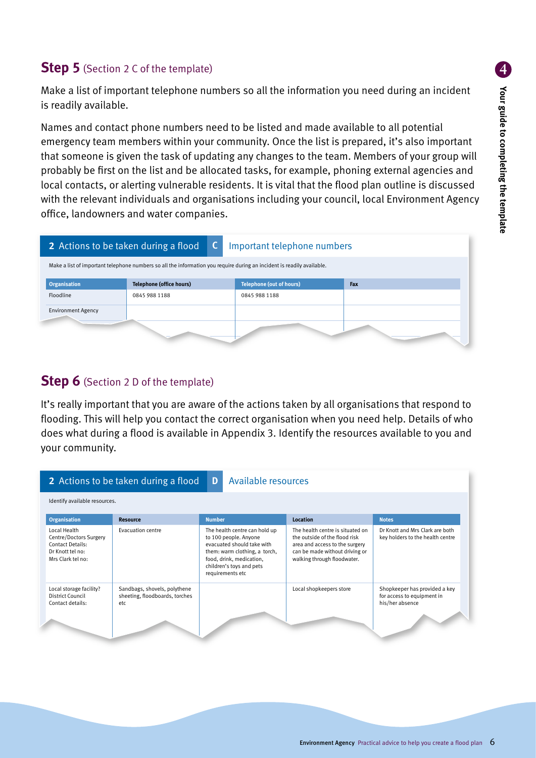## Step 5 (Section 2 C of the template)

Make a list of important telephone numbers so all the information you need during an incident is readily available.

Names and contact phone numbers need to be listed and made available to all potential emergency team members within your community. Once the list is prepared, it's also important that someone is given the task of updating any changes to the team. Members of your group will probably be first on the list and be allocated tasks, for example, phoning external agencies and local contacts, or alerting vulnerable residents. It is vital that the flood plan outline is discussed with the relevant individuals and organisations including your council, local Environment Agency office, landowners and water companies.

**2 Actions to be taken during a flood** | **C** Important telephone numbers

Make a list of important telephone numbers so all the information you require during an incident is readily available.

| Organisation | Telephone (office hours) | Telephone (out of hours) | Fax |
|---|---|---|---|
| Floodline | 0845 988 1188 | 0845 988 1188 | |
| Environment Agency | | | |

## Step 6 (Section 2 D of the template)

It's really important that you are aware of the actions taken by all organisations that respond to flooding. This will help you contact the correct organisation when you need help. Details of who does what during a flood is available in Appendix 3. Identify the resources available to you and your community.

**2 Actions to be taken during a flood** | **D** Available resources

Identify available resources.

| Organisation | Resource | Number | Location | Notes |
|---|---|---|---|---|
| Local Health Centre/Doctors Surgery Contact Details: Dr Knott tel no: Mrs Clark tel no: | Evacuation centre | The health centre can hold up to 100 people. Anyone evacuated should take with them: warm clothing, a torch, food, drink, medication, children's toys and pets requirements etc | The health centre is situated on the outside of the flood risk area and access to the surgery can be made without driving or walking through floodwater. | Dr Knott and Mrs Clark are both key holders to the health centre |
| Local storage facility? District Council Contact details: | Sandbags, shovels, polythene sheeting, floodboards, torches etc | | Local shopkeepers store | Shopkeeper has provided a key for access to equipment in his/her absence |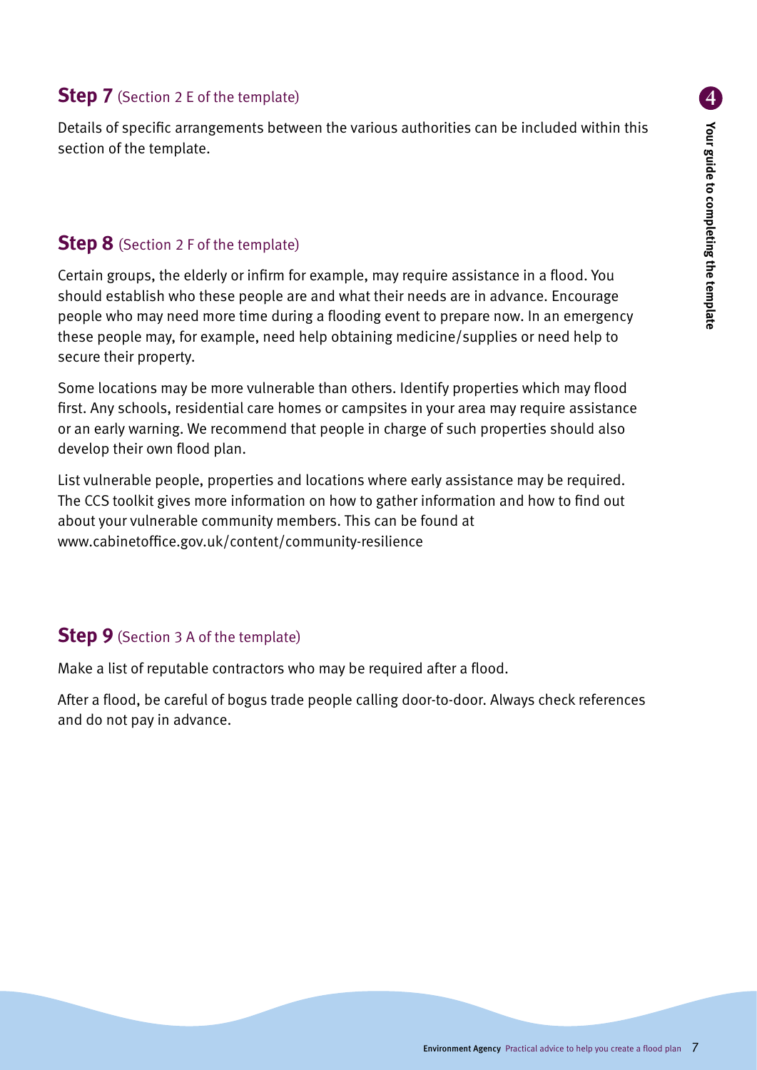## **Step 7** (Section 2 E of the template)

Details of specific arrangements between the various authorities can be included within this section of the template.

## **Step 8** (Section 2 F of the template)

Certain groups, the elderly or infirm for example, may require assistance in a flood. You should establish who these people are and what their needs are in advance. Encourage people who may need more time during a flooding event to prepare now. In an emergency these people may, for example, need help obtaining medicine/supplies or need help to secure their property.

Some locations may be more vulnerable than others. Identify properties which may flood first. Any schools, residential care homes or campsites in your area may require assistance or an early warning. We recommend that people in charge of such properties should also develop their own flood plan.

List vulnerable people, properties and locations where early assistance may be required. The CCS toolkit gives more information on how to gather information and how to find out about your vulnerable community members. This can be found at www.cabinetoffice.gov.uk/content/community-resilience

## **Step 9** (Section 3 A of the template)

Make a list of reputable contractors who may be required after a flood.

After a flood, be careful of bogus trade people calling door-to-door. Always check references and do not pay in advance.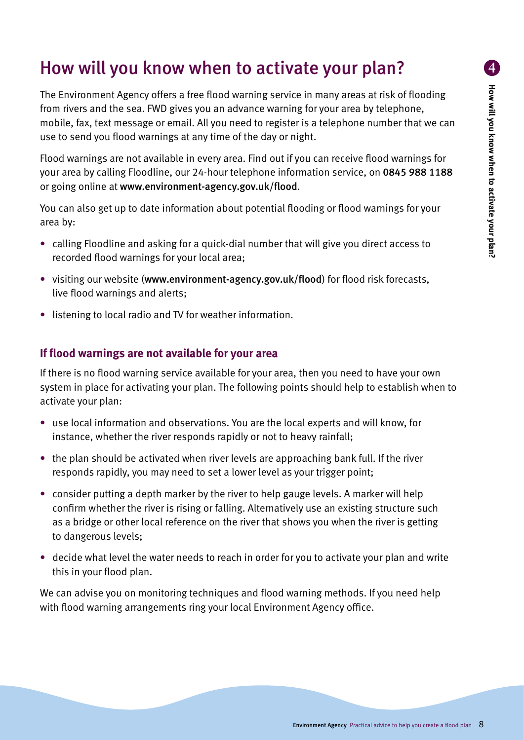# How will you know when to activate your plan?

The Environment Agency offers a free flood warning service in many areas at risk of flooding from rivers and the sea. FWD gives you an advance warning for your area by telephone, mobile, fax, text message or email. All you need to register is a telephone number that we can use to send you flood warnings at any time of the day or night.

Flood warnings are not available in every area. Find out if you can receive flood warnings for your area by calling Floodline, our 24-hour telephone information service, on **0845 988 1188** or going online at **www.environment-agency.gov.uk/flood**.

You can also get up to date information about potential flooding or flood warnings for your area by:

- calling Floodline and asking for a quick-dial number that will give you direct access to recorded flood warnings for your local area;
- visiting our website (**www.environment-agency.gov.uk/flood**) for flood risk forecasts, live flood warnings and alerts;
- listening to local radio and TV for weather information.

### If flood warnings are not available for your area

If there is no flood warning service available for your area, then you need to have your own system in place for activating your plan. The following points should help to establish when to activate your plan:

- use local information and observations. You are the local experts and will know, for instance, whether the river responds rapidly or not to heavy rainfall;
- the plan should be activated when river levels are approaching bank full. If the river responds rapidly, you may need to set a lower level as your trigger point;
- consider putting a depth marker by the river to help gauge levels. A marker will help confirm whether the river is rising or falling. Alternatively use an existing structure such as a bridge or other local reference on the river that shows you when the river is getting to dangerous levels;
- decide what level the water needs to reach in order for you to activate your plan and write this in your flood plan.

We can advise you on monitoring techniques and flood warning methods. If you need help with flood warning arrangements ring your local Environment Agency office.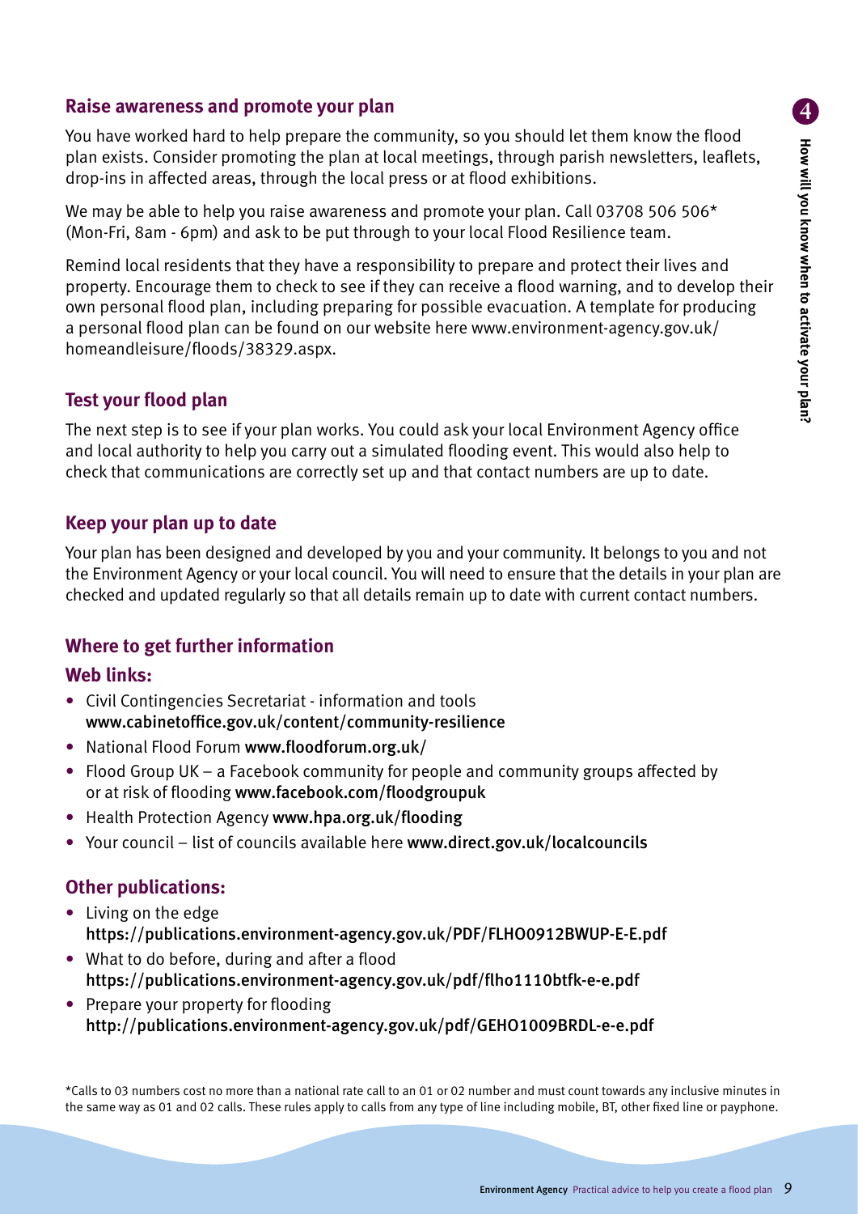## Raise awareness and promote your plan

You have worked hard to help prepare the community, so you should let them know the flood plan exists. Consider promoting the plan at local meetings, through parish newsletters, leaflets, drop-ins in affected areas, through the local press or at flood exhibitions.

We may be able to help you raise awareness and promote your plan. Call 03708 506 506* (Mon-Fri, 8am - 6pm) and ask to be put through to your local Flood Resilience team.

Remind local residents that they have a responsibility to prepare and protect their lives and property. Encourage them to check to see if they can receive a flood warning, and to develop their own personal flood plan, including preparing for possible evacuation. A template for producing a personal flood plan can be found on our website here www.environment-agency.gov.uk/homeandleisure/floods/38329.aspx.

## Test your flood plan

The next step is to see if your plan works. You could ask your local Environment Agency office and local authority to help you carry out a simulated flooding event. This would also help to check that communications are correctly set up and that contact numbers are up to date.

## Keep your plan up to date

Your plan has been designed and developed by you and your community. It belongs to you and not the Environment Agency or your local council. You will need to ensure that the details in your plan are checked and updated regularly so that all details remain up to date with current contact numbers.

## Where to get further information

### Web links:

- Civil Contingencies Secretariat - information and tools **www.cabinetoffice.gov.uk/content/community-resilience**
- National Flood Forum **www.floodforum.org.uk/**
- Flood Group UK – a Facebook community for people and community groups affected by or at risk of flooding **www.facebook.com/floodgroupuk**
- Health Protection Agency **www.hpa.org.uk/flooding**
- Your council – list of councils available here **www.direct.gov.uk/localcouncils**

### Other publications:

- Living on the edge **https://publications.environment-agency.gov.uk/PDF/FLHO0912BWUP-E-E.pdf**
- What to do before, during and after a flood **https://publications.environment-agency.gov.uk/pdf/flho1110btfk-e-e.pdf**
- Prepare your property for flooding **http://publications.environment-agency.gov.uk/pdf/GEHO1009BRDL-e-e.pdf**

*Calls to 03 numbers cost no more than a national rate call to an 01 or 02 number and must count towards any inclusive minutes in the same way as 01 and 02 calls. These rules apply to calls from any type of line including mobile, BT, other fixed line or payphone.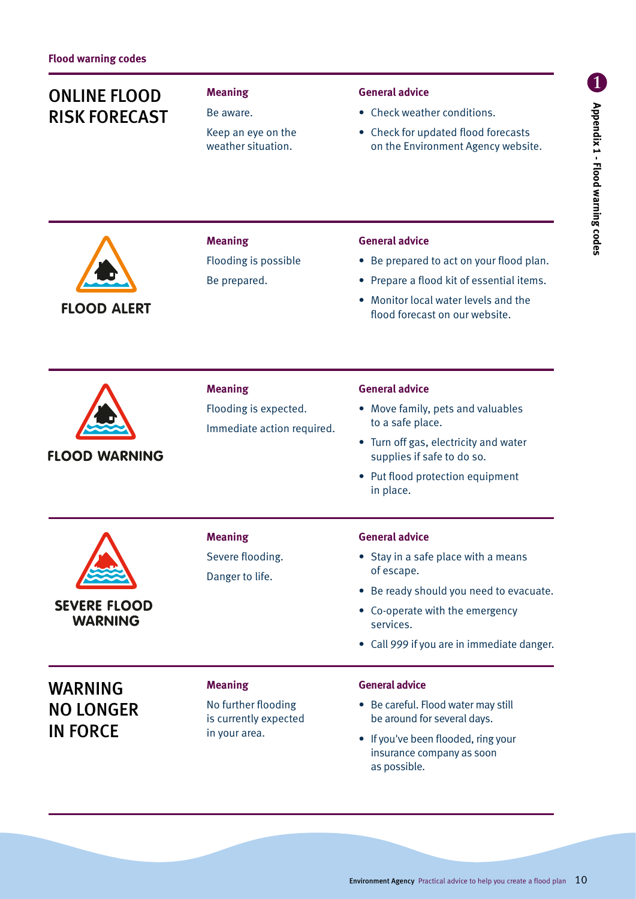## Flood warning codes

### ONLINE FLOOD RISK FORECAST

**Meaning**

Be aware.

Keep an eye on the weather situation.

**General advice**

- Check weather conditions.
- Check for updated flood forecasts on the Environment Agency website.

### FLOOD ALERT

**Meaning**

Flooding is possible

Be prepared.

**General advice**

- Be prepared to act on your flood plan.
- Prepare a flood kit of essential items.
- Monitor local water levels and the flood forecast on our website.

### FLOOD WARNING

**Meaning**

Flooding is expected.

Immediate action required.

**General advice**

- Move family, pets and valuables to a safe place.
- Turn off gas, electricity and water supplies if safe to do so.
- Put flood protection equipment in place.

### SEVERE FLOOD WARNING

**Meaning**

Severe flooding.

Danger to life.

**General advice**

- Stay in a safe place with a means of escape.
- Be ready should you need to evacuate.
- Co-operate with the emergency services.
- Call 999 if you are in immediate danger.

### WARNING NO LONGER IN FORCE

**Meaning**

No further flooding is currently expected in your area.

**General advice**

- Be careful. Flood water may still be around for several days.
- If you've been flooded, ring your insurance company as soon as possible.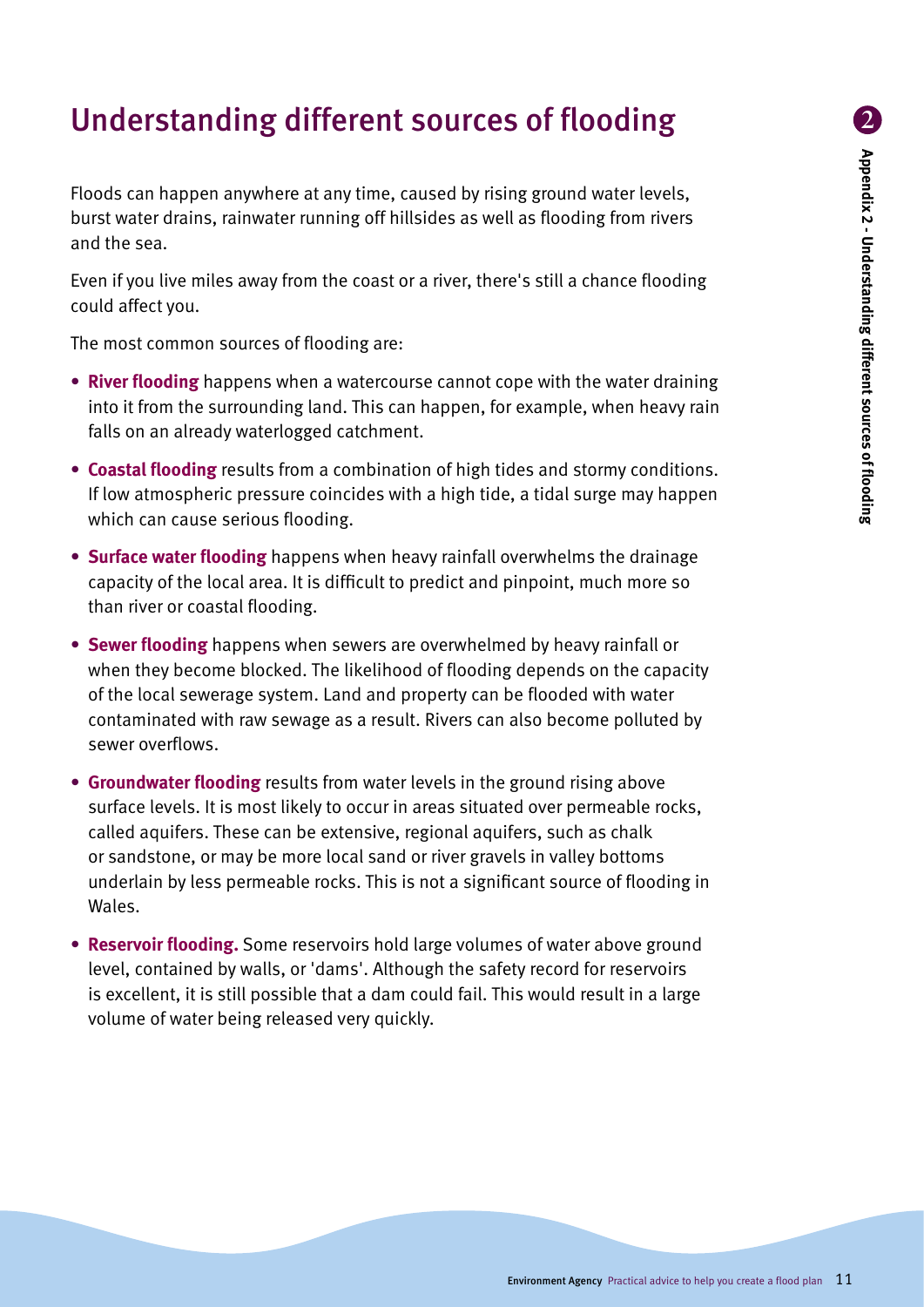# Understanding different sources of flooding

Floods can happen anywhere at any time, caused by rising ground water levels, burst water drains, rainwater running off hillsides as well as flooding from rivers and the sea.

Even if you live miles away from the coast or a river, there's still a chance flooding could affect you.

The most common sources of flooding are:

- **River flooding** happens when a watercourse cannot cope with the water draining into it from the surrounding land. This can happen, for example, when heavy rain falls on an already waterlogged catchment.
- **Coastal flooding** results from a combination of high tides and stormy conditions. If low atmospheric pressure coincides with a high tide, a tidal surge may happen which can cause serious flooding.
- **Surface water flooding** happens when heavy rainfall overwhelms the drainage capacity of the local area. It is difficult to predict and pinpoint, much more so than river or coastal flooding.
- **Sewer flooding** happens when sewers are overwhelmed by heavy rainfall or when they become blocked. The likelihood of flooding depends on the capacity of the local sewerage system. Land and property can be flooded with water contaminated with raw sewage as a result. Rivers can also become polluted by sewer overflows.
- **Groundwater flooding** results from water levels in the ground rising above surface levels. It is most likely to occur in areas situated over permeable rocks, called aquifers. These can be extensive, regional aquifers, such as chalk or sandstone, or may be more local sand or river gravels in valley bottoms underlain by less permeable rocks. This is not a significant source of flooding in Wales.
- **Reservoir flooding.** Some reservoirs hold large volumes of water above ground level, contained by walls, or 'dams'. Although the safety record for reservoirs is excellent, it is still possible that a dam could fail. This would result in a large volume of water being released very quickly.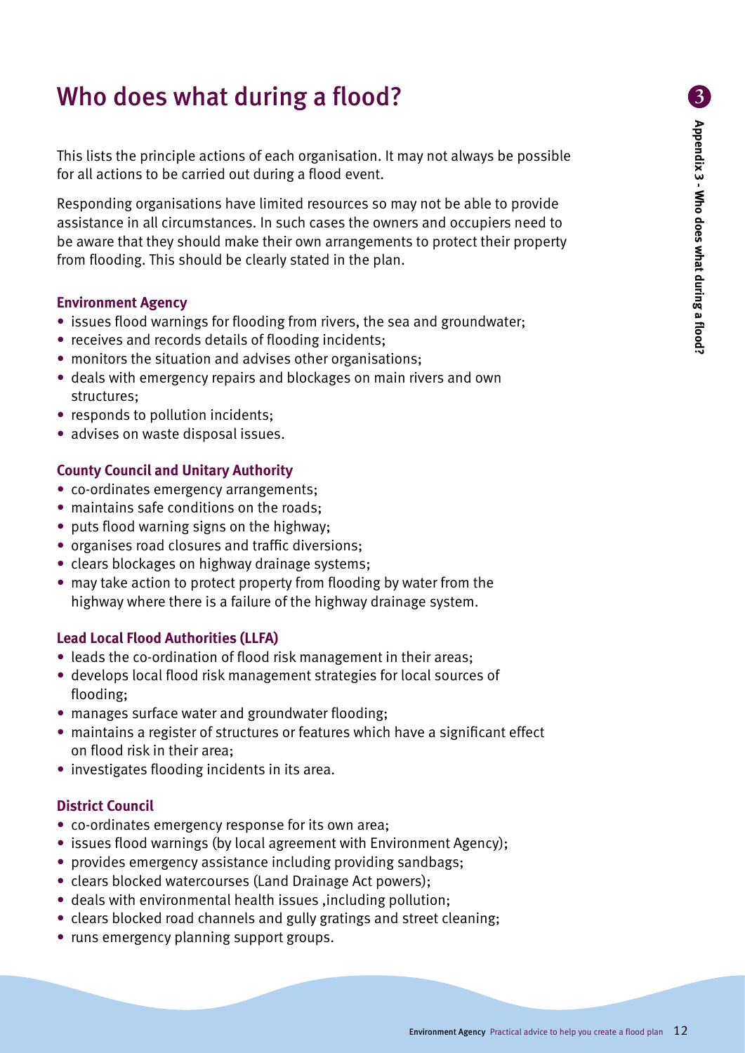# Who does what during a flood?

This lists the principle actions of each organisation. It may not always be possible for all actions to be carried out during a flood event.

Responding organisations have limited resources so may not be able to provide assistance in all circumstances. In such cases the owners and occupiers need to be aware that they should make their own arrangements to protect their property from flooding. This should be clearly stated in the plan.

**Environment Agency**

- issues flood warnings for flooding from rivers, the sea and groundwater;
- receives and records details of flooding incidents;
- monitors the situation and advises other organisations;
- deals with emergency repairs and blockages on main rivers and own structures;
- responds to pollution incidents;
- advises on waste disposal issues.

**County Council and Unitary Authority**

- co-ordinates emergency arrangements;
- maintains safe conditions on the roads;
- puts flood warning signs on the highway;
- organises road closures and traffic diversions;
- clears blockages on highway drainage systems;
- may take action to protect property from flooding by water from the highway where there is a failure of the highway drainage system.

**Lead Local Flood Authorities (LLFA)**

- leads the co-ordination of flood risk management in their areas;
- develops local flood risk management strategies for local sources of flooding;
- manages surface water and groundwater flooding;
- maintains a register of structures or features which have a significant effect on flood risk in their area;
- investigates flooding incidents in its area.

**District Council**

- co-ordinates emergency response for its own area;
- issues flood warnings (by local agreement with Environment Agency);
- provides emergency assistance including providing sandbags;
- clears blocked watercourses (Land Drainage Act powers);
- deals with environmental health issues ,including pollution;
- clears blocked road channels and gully gratings and street cleaning;
- runs emergency planning support groups.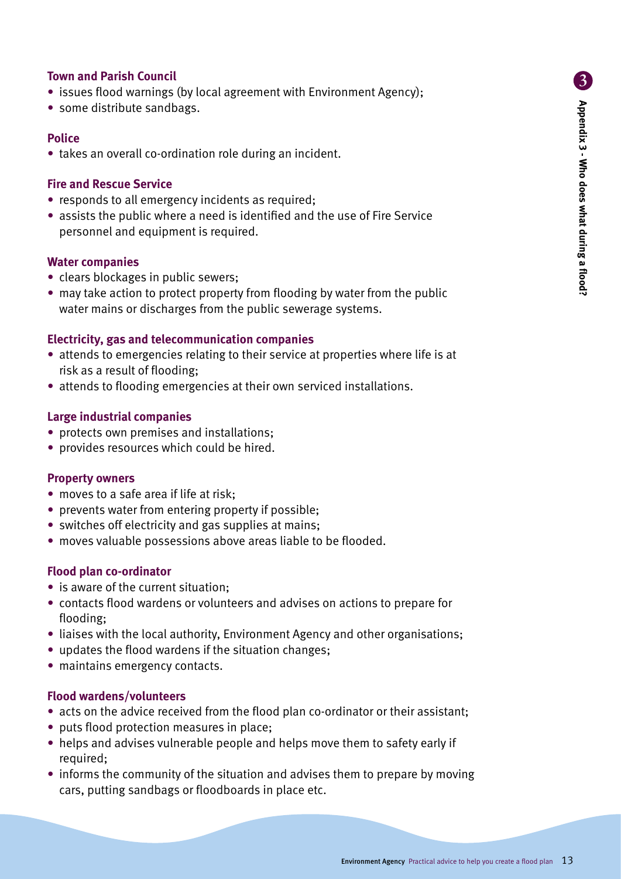### Town and Parish Council

- issues flood warnings (by local agreement with Environment Agency);
- some distribute sandbags.

### Police

- takes an overall co-ordination role during an incident.

### Fire and Rescue Service

- responds to all emergency incidents as required;
- assists the public where a need is identified and the use of Fire Service personnel and equipment is required.

### Water companies

- clears blockages in public sewers;
- may take action to protect property from flooding by water from the public water mains or discharges from the public sewerage systems.

### Electricity, gas and telecommunication companies

- attends to emergencies relating to their service at properties where life is at risk as a result of flooding;
- attends to flooding emergencies at their own serviced installations.

### Large industrial companies

- protects own premises and installations;
- provides resources which could be hired.

### Property owners

- moves to a safe area if life at risk;
- prevents water from entering property if possible;
- switches off electricity and gas supplies at mains;
- moves valuable possessions above areas liable to be flooded.

### Flood plan co-ordinator

- is aware of the current situation;
- contacts flood wardens or volunteers and advises on actions to prepare for flooding;
- liaises with the local authority, Environment Agency and other organisations;
- updates the flood wardens if the situation changes;
- maintains emergency contacts.

### Flood wardens/volunteers

- acts on the advice received from the flood plan co-ordinator or their assistant;
- puts flood protection measures in place;
- helps and advises vulnerable people and helps move them to safety early if required;
- informs the community of the situation and advises them to prepare by moving cars, putting sandbags or floodboards in place etc.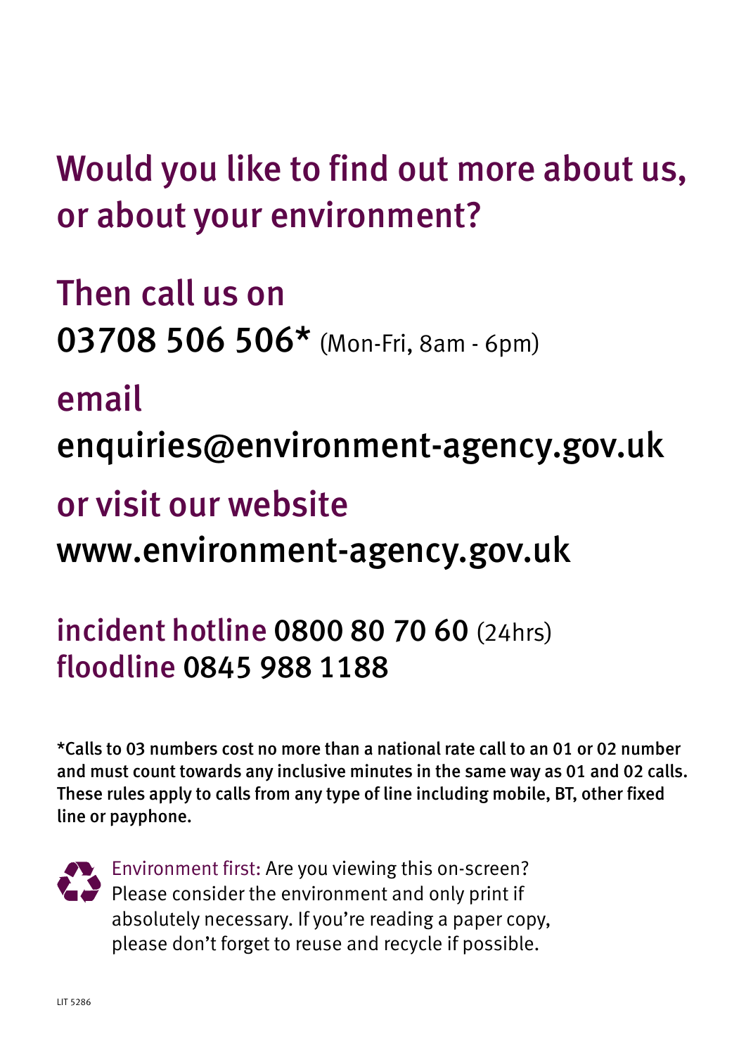## Would you like to find out more about us, or about your environment?

## Then call us on

03708 506 506* (Mon-Fri, 8am - 6pm)

## email

enquiries@environment-agency.gov.uk

## or visit our website

www.environment-agency.gov.uk

incident hotline 0800 80 70 60 (24hrs)
floodline 0845 988 1188

*Calls to 03 numbers cost no more than a national rate call to an 01 or 02 number and must count towards any inclusive minutes in the same way as 01 and 02 calls. These rules apply to calls from any type of line including mobile, BT, other fixed line or payphone.

Environment first: Are you viewing this on-screen? Please consider the environment and only print if absolutely necessary. If you're reading a paper copy, please don't forget to reuse and recycle if possible.

LIT 5286